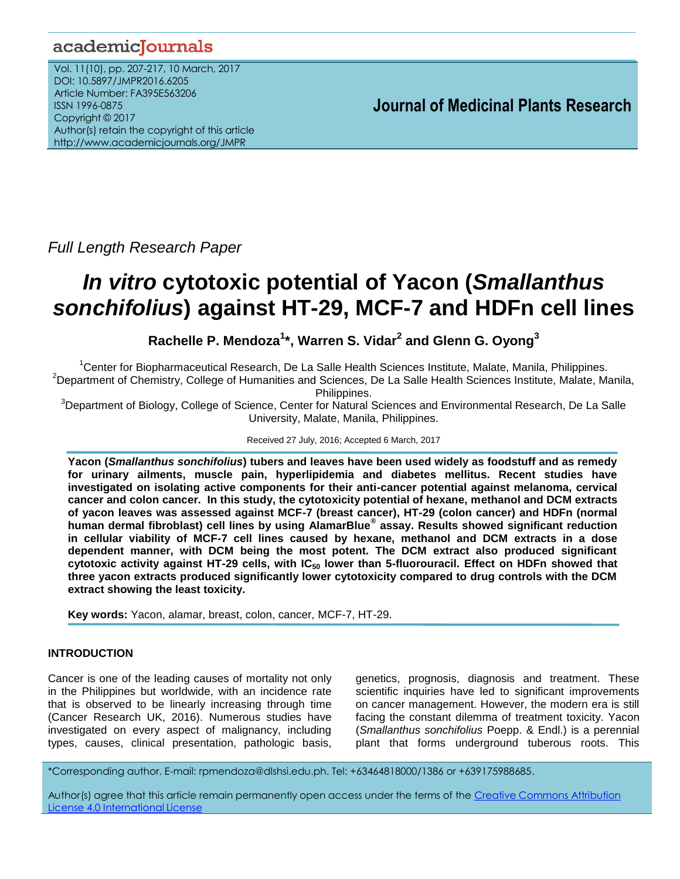Full Length Research Paper

# *In vitro* cytotoxic potential of Yacon (*Smallanthus sonchifolius*) against HT-29, MCF-7 and HDFn cell lines

**Rachelle P. Mendoza[1]\*, Warren S. Vidar[2] and Glenn G. Oyong[3]**

[1]Center for Biopharmaceutical Research, De La Salle Health Sciences Institute, Malate, Manila, Philippines.
[2]Department of Chemistry, College of Humanities and Sciences, De La Salle Health Sciences Institute, Malate, Manila, Philippines.
[3]Department of Biology, College of Science, Center for Natural Sciences and Environmental Research, De La Salle University, Malate, Manila, Philippines.

Received 27 July, 2016; Accepted 6 March, 2017

**Yacon (*Smallanthus sonchifolius*) tubers and leaves have been used widely as foodstuff and as remedy for urinary ailments, muscle pain, hyperlipidemia and diabetes mellitus. Recent studies have investigated on isolating active components for their anti-cancer potential against melanoma, cervical cancer and colon cancer. In this study, the cytotoxicity potential of hexane, methanol and DCM extracts of yacon leaves was assessed against MCF-7 (breast cancer), HT-29 (colon cancer) and HDFn (normal human dermal fibroblast) cell lines by using AlamarBlue® assay. Results showed significant reduction in cellular viability of MCF-7 cell lines caused by hexane, methanol and DCM extracts in a dose dependent manner, with DCM being the most potent. The DCM extract also produced significant cytotoxic activity against HT-29 cells, with $IC_{50}$ lower than 5-fluorouracil. Effect on HDFn showed that three yacon extracts produced significantly lower cytotoxicity compared to drug controls with the DCM extract showing the least toxicity.**

**Key words:** Yacon, alamar, breast, colon, cancer, MCF-7, HT-29.

## INTRODUCTION

Cancer is one of the leading causes of mortality not only in the Philippines but worldwide, with an incidence rate that is observed to be linearly increasing through time (Cancer Research UK, 2016). Numerous studies have investigated on every aspect of malignancy, including types, causes, clinical presentation, pathologic basis, genetics, prognosis, diagnosis and treatment. These scientific inquiries have led to significant improvements on cancer management. However, the modern era is still facing the constant dilemma of treatment toxicity. Yacon (*Smallanthus sonchifolius* Poepp. & Endl.) is a perennial plant that forms underground tuberous roots. This

\*Corresponding author. E-mail: rpmendoza@dlshsi.edu.ph. Tel: +63464818000/1386 or +639175988685.

Author(s) agree that this article remain permanently open access under the terms of the Creative Commons Attribution License 4.0 International License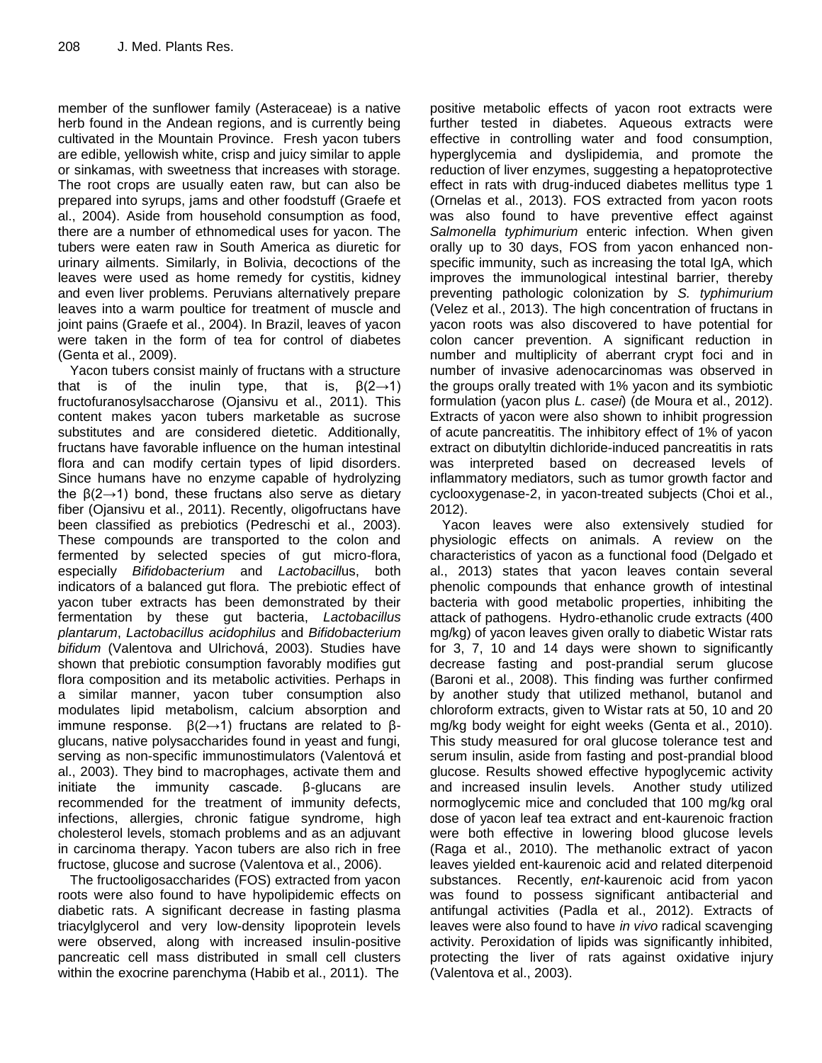member of the sunflower family (Asteraceae) is a native herb found in the Andean regions, and is currently being cultivated in the Mountain Province. Fresh yacon tubers are edible, yellowish white, crisp and juicy similar to apple or sinkamas, with sweetness that increases with storage. The root crops are usually eaten raw, but can also be prepared into syrups, jams and other foodstuff (Graefe et al., 2004). Aside from household consumption as food, there are a number of ethnomedical uses for yacon. The tubers were eaten raw in South America as diuretic for urinary ailments. Similarly, in Bolivia, decoctions of the leaves were used as home remedy for cystitis, kidney and even liver problems. Peruvians alternatively prepare leaves into a warm poultice for treatment of muscle and joint pains (Graefe et al., 2004). In Brazil, leaves of yacon were taken in the form of tea for control of diabetes (Genta et al., 2009).

Yacon tubers consist mainly of fructans with a structure that is of the inulin type, that is, β(2→1) fructofuranosylsaccharose (Ojansivu et al., 2011). This content makes yacon tubers marketable as sucrose substitutes and are considered dietetic. Additionally, fructans have favorable influence on the human intestinal flora and can modify certain types of lipid disorders. Since humans have no enzyme capable of hydrolyzing the β(2→1) bond, these fructans also serve as dietary fiber (Ojansivu et al., 2011). Recently, oligofructans have been classified as prebiotics (Pedreschi et al., 2003). These compounds are transported to the colon and fermented by selected species of gut micro-flora, especially *Bifidobacterium* and *Lactobacill*us, both indicators of a balanced gut flora. The prebiotic effect of yacon tuber extracts has been demonstrated by their fermentation by these gut bacteria, *Lactobacillus plantarum*, *Lactobacillus acidophilus* and *Bifidobacterium bifidum* (Valentova and Ulrichová, 2003). Studies have shown that prebiotic consumption favorably modifies gut flora composition and its metabolic activities. Perhaps in a similar manner, yacon tuber consumption also modulates lipid metabolism, calcium absorption and immune response. β(2→1) fructans are related to β-glucans, native polysaccharides found in yeast and fungi, serving as non-specific immunostimulators (Valentová et al., 2003). They bind to macrophages, activate them and initiate the immunity cascade. β-glucans are recommended for the treatment of immunity defects, infections, allergies, chronic fatigue syndrome, high cholesterol levels, stomach problems and as an adjuvant in carcinoma therapy. Yacon tubers are also rich in free fructose, glucose and sucrose (Valentova et al., 2006).

The fructooligosaccharides (FOS) extracted from yacon roots were also found to have hypolipidemic effects on diabetic rats. A significant decrease in fasting plasma triacylglycerol and very low-density lipoprotein levels were observed, along with increased insulin-positive pancreatic cell mass distributed in small cell clusters within the exocrine parenchyma (Habib et al., 2011). The positive metabolic effects of yacon root extracts were further tested in diabetes. Aqueous extracts were effective in controlling water and food consumption, hyperglycemia and dyslipidemia, and promote the reduction of liver enzymes, suggesting a hepatoprotective effect in rats with drug-induced diabetes mellitus type 1 (Ornelas et al., 2013). FOS extracted from yacon roots was also found to have preventive effect against *Salmonella typhimurium* enteric infection. When given orally up to 30 days, FOS from yacon enhanced non-specific immunity, such as increasing the total IgA, which improves the immunological intestinal barrier, thereby preventing pathologic colonization by *S. typhimurium* (Velez et al., 2013). The high concentration of fructans in yacon roots was also discovered to have potential for colon cancer prevention. A significant reduction in number and multiplicity of aberrant crypt foci and in number of invasive adenocarcinomas was observed in the groups orally treated with 1% yacon and its symbiotic formulation (yacon plus *L. casei*) (de Moura et al., 2012). Extracts of yacon were also shown to inhibit progression of acute pancreatitis. The inhibitory effect of 1% of yacon extract on dibutyltin dichloride-induced pancreatitis in rats was interpreted based on decreased levels of inflammatory mediators, such as tumor growth factor and cyclooxygenase-2, in yacon-treated subjects (Choi et al., 2012).

Yacon leaves were also extensively studied for physiologic effects on animals. A review on the characteristics of yacon as a functional food (Delgado et al., 2013) states that yacon leaves contain several phenolic compounds that enhance growth of intestinal bacteria with good metabolic properties, inhibiting the attack of pathogens. Hydro-ethanolic crude extracts (400 mg/kg) of yacon leaves given orally to diabetic Wistar rats for 3, 7, 10 and 14 days were shown to significantly decrease fasting and post-prandial serum glucose (Baroni et al., 2008). This finding was further confirmed by another study that utilized methanol, butanol and chloroform extracts, given to Wistar rats at 50, 10 and 20 mg/kg body weight for eight weeks (Genta et al., 2010). This study measured for oral glucose tolerance test and serum insulin, aside from fasting and post-prandial blood glucose. Results showed effective hypoglycemic activity and increased insulin levels. Another study utilized normoglycemic mice and concluded that 100 mg/kg oral dose of yacon leaf tea extract and ent-kaurenoic fraction were both effective in lowering blood glucose levels (Raga et al., 2010). The methanolic extract of yacon leaves yielded ent-kaurenoic acid and related diterpenoid substances. Recently, e*nt*-kaurenoic acid from yacon was found to possess significant antibacterial and antifungal activities (Padla et al., 2012). Extracts of leaves were also found to have *in vivo* radical scavenging activity. Peroxidation of lipids was significantly inhibited, protecting the liver of rats against oxidative injury (Valentova et al., 2003).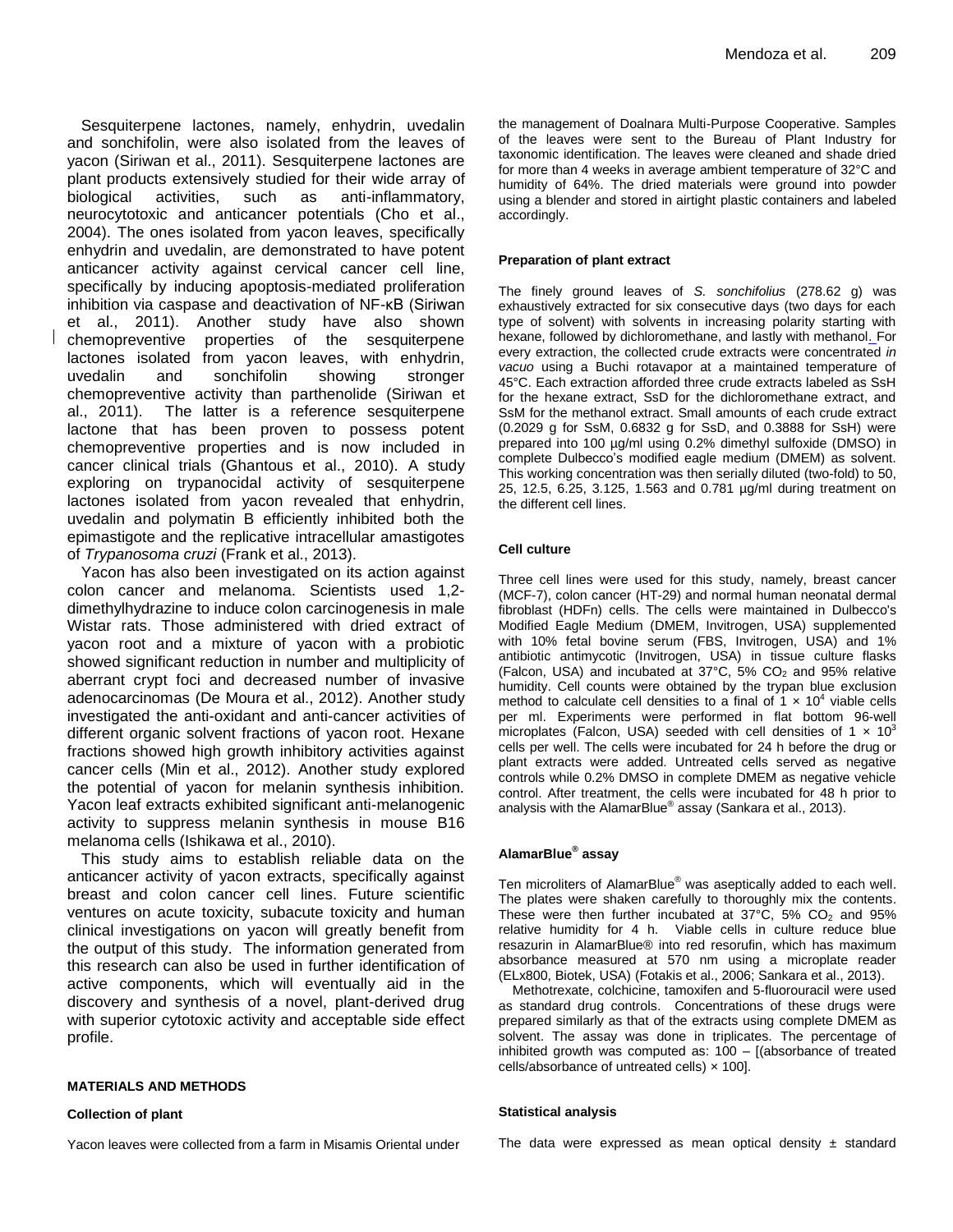Sesquiterpene lactones, namely, enhydrin, uvedalin and sonchifolin, were also isolated from the leaves of yacon (Siriwan et al., 2011). Sesquiterpene lactones are plant products extensively studied for their wide array of biological activities, such as anti-inflammatory, neurocytotoxic and anticancer potentials (Cho et al., 2004). The ones isolated from yacon leaves, specifically enhydrin and uvedalin, are demonstrated to have potent anticancer activity against cervical cancer cell line, specifically by inducing apoptosis-mediated proliferation inhibition via caspase and deactivation of NF-κB (Siriwan et al., 2011). Another study have also shown chemopreventive properties of the sesquiterpene lactones isolated from yacon leaves, with enhydrin, uvedalin and sonchifolin showing stronger chemopreventive activity than parthenolide (Siriwan et al., 2011). The latter is a reference sesquiterpene lactone that has been proven to possess potent chemopreventive properties and is now included in cancer clinical trials (Ghantous et al., 2010). A study exploring on trypanocidal activity of sesquiterpene lactones isolated from yacon revealed that enhydrin, uvedalin and polymatin B efficiently inhibited both the epimastigote and the replicative intracellular amastigotes of *Trypanosoma cruzi* (Frank et al., 2013).

Yacon has also been investigated on its action against colon cancer and melanoma. Scientists used 1,2-dimethylhydrazine to induce colon carcinogenesis in male Wistar rats. Those administered with dried extract of yacon root and a mixture of yacon with a probiotic showed significant reduction in number and multiplicity of aberrant crypt foci and decreased number of invasive adenocarcinomas (De Moura et al., 2012). Another study investigated the anti-oxidant and anti-cancer activities of different organic solvent fractions of yacon root. Hexane fractions showed high growth inhibitory activities against cancer cells (Min et al., 2012). Another study explored the potential of yacon for melanin synthesis inhibition. Yacon leaf extracts exhibited significant anti-melanogenic activity to suppress melanin synthesis in mouse B16 melanoma cells (Ishikawa et al., 2010).

This study aims to establish reliable data on the anticancer activity of yacon extracts, specifically against breast and colon cancer cell lines. Future scientific ventures on acute toxicity, subacute toxicity and human clinical investigations on yacon will greatly benefit from the output of this study. The information generated from this research can also be used in further identification of active components, which will eventually aid in the discovery and synthesis of a novel, plant-derived drug with superior cytotoxic activity and acceptable side effect profile.

## MATERIALS AND METHODS

### Collection of plant

Yacon leaves were collected from a farm in Misamis Oriental under the management of Doalnara Multi-Purpose Cooperative. Samples of the leaves were sent to the Bureau of Plant Industry for taxonomic identification. The leaves were cleaned and shade dried for more than 4 weeks in average ambient temperature of 32°C and humidity of 64%. The dried materials were ground into powder using a blender and stored in airtight plastic containers and labeled accordingly.

### Preparation of plant extract

The finely ground leaves of *S. sonchifolius* (278.62 g) was exhaustively extracted for six consecutive days (two days for each type of solvent) with solvents in increasing polarity starting with hexane, followed by dichloromethane, and lastly with methanol. For every extraction, the collected crude extracts were concentrated *in vacuo* using a Buchi rotavapor at a maintained temperature of 45°C. Each extraction afforded three crude extracts labeled as SsH for the hexane extract, SsD for the dichloromethane extract, and SsM for the methanol extract. Small amounts of each crude extract (0.2029 g for SsM, 0.6832 g for SsD, and 0.3888 for SsH) were prepared into 100 µg/ml using 0.2% dimethyl sulfoxide (DMSO) in complete Dulbecco's modified eagle medium (DMEM) as solvent. This working concentration was then serially diluted (two-fold) to 50, 25, 12.5, 6.25, 3.125, 1.563 and 0.781 µg/ml during treatment on the different cell lines.

### Cell culture

Three cell lines were used for this study, namely, breast cancer (MCF-7), colon cancer (HT-29) and normal human neonatal dermal fibroblast (HDFn) cells. The cells were maintained in Dulbecco's Modified Eagle Medium (DMEM, Invitrogen, USA) supplemented with 10% fetal bovine serum (FBS, Invitrogen, USA) and 1% antibiotic antimycotic (Invitrogen, USA) in tissue culture flasks (Falcon, USA) and incubated at 37°C, 5% $CO_2$ and 95% relative humidity. Cell counts were obtained by the trypan blue exclusion method to calculate cell densities to a final of $1 \times 10^4$ viable cells per ml. Experiments were performed in flat bottom 96-well microplates (Falcon, USA) seeded with cell densities of $1 \times 10^3$ cells per well. The cells were incubated for 24 h before the drug or plant extracts were added. Untreated cells served as negative controls while 0.2% DMSO in complete DMEM as negative vehicle control. After treatment, the cells were incubated for 48 h prior to analysis with the AlamarBlue® assay (Sankara et al., 2013).

### AlamarBlue® assay

Ten microliters of AlamarBlue® was aseptically added to each well. The plates were shaken carefully to thoroughly mix the contents. These were then further incubated at 37°C, 5% $CO_2$ and 95% relative humidity for 4 h. Viable cells in culture reduce blue resazurin in AlamarBlue® into red resorufin, which has maximum absorbance measured at 570 nm using a microplate reader (ELx800, Biotek, USA) (Fotakis et al., 2006; Sankara et al., 2013).

Methotrexate, colchicine, tamoxifen and 5-fluorouracil were used as standard drug controls. Concentrations of these drugs were prepared similarly as that of the extracts using complete DMEM as solvent. The assay was done in triplicates. The percentage of inhibited growth was computed as: 100 – [(absorbance of treated cells/absorbance of untreated cells) × 100].

### Statistical analysis

The data were expressed as mean optical density ± standard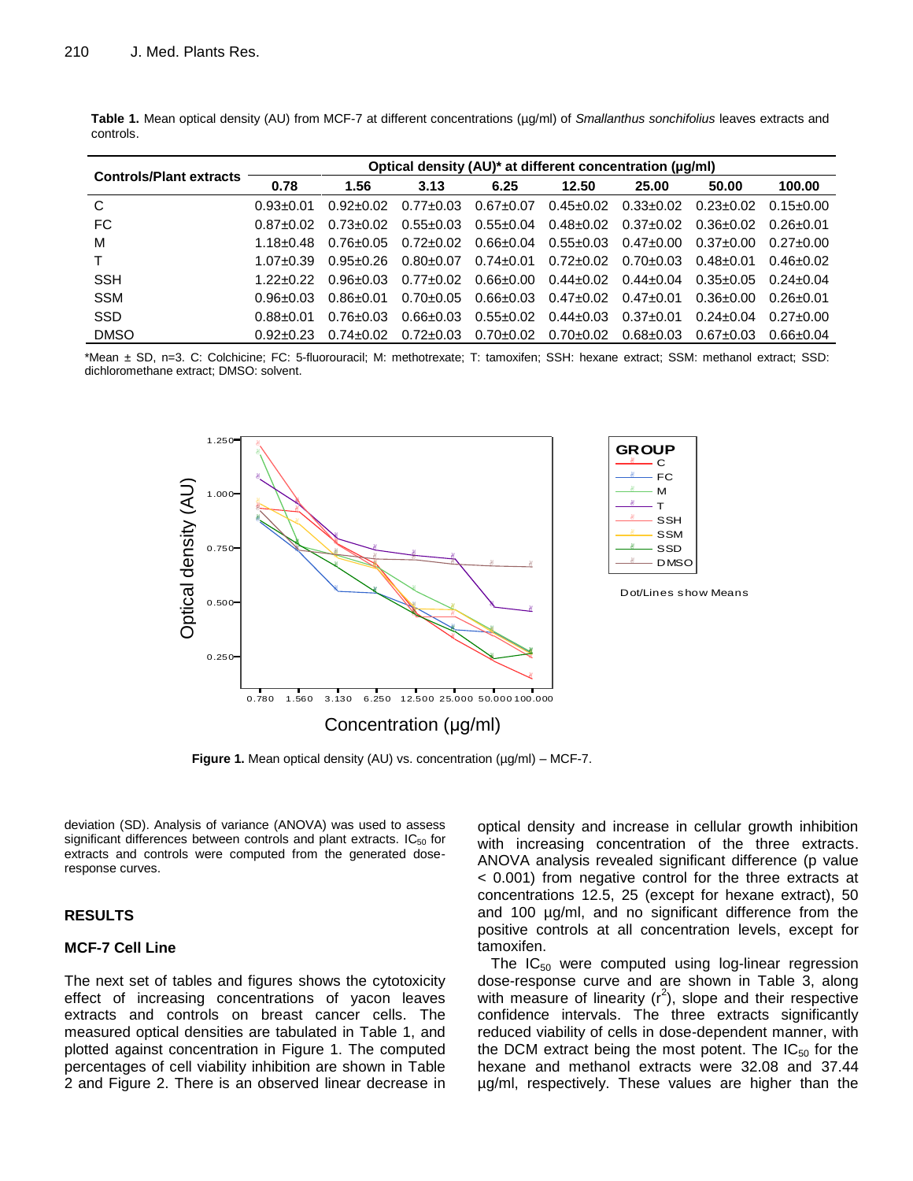**Table 1.** Mean optical density (AU) from MCF-7 at different concentrations (µg/ml) of *Smallanthus sonchifolius* leaves extracts and controls.

| Controls/Plant extracts | Optical density (AU)* at different concentration (µg/ml) | | | | | | | |
|---|---|---|---|---|---|---|---|---|
| | 0.78 | 1.56 | 3.13 | 6.25 | 12.50 | 25.00 | 50.00 | 100.00 |
| C | 0.93±0.01 | 0.92±0.02 | 0.77±0.03 | 0.67±0.07 | 0.45±0.02 | 0.33±0.02 | 0.23±0.02 | 0.15±0.00 |
| FC | 0.87±0.02 | 0.73±0.02 | 0.55±0.03 | 0.55±0.04 | 0.48±0.02 | 0.37±0.02 | 0.36±0.02 | 0.26±0.01 |
| M | 1.18±0.48 | 0.76±0.05 | 0.72±0.02 | 0.66±0.04 | 0.55±0.03 | 0.47±0.00 | 0.37±0.00 | 0.27±0.00 |
| T | 1.07±0.39 | 0.95±0.26 | 0.80±0.07 | 0.74±0.01 | 0.72±0.02 | 0.70±0.03 | 0.48±0.01 | 0.46±0.02 |
| SSH | 1.22±0.22 | 0.96±0.03 | 0.77±0.02 | 0.66±0.00 | 0.44±0.02 | 0.44±0.04 | 0.35±0.05 | 0.24±0.04 |
| SSM | 0.96±0.03 | 0.86±0.01 | 0.70±0.05 | 0.66±0.03 | 0.47±0.02 | 0.47±0.01 | 0.36±0.00 | 0.26±0.01 |
| SSD | 0.88±0.01 | 0.76±0.03 | 0.66±0.03 | 0.55±0.02 | 0.44±0.03 | 0.37±0.01 | 0.24±0.04 | 0.27±0.00 |
| DMSO | 0.92±0.23 | 0.74±0.02 | 0.72±0.03 | 0.70±0.02 | 0.70±0.02 | 0.68±0.03 | 0.67±0.03 | 0.66±0.04 |

*Mean ± SD, n=3. C: Colchicine; FC: 5-fluorouracil; M: methotrexate; T: tamoxifen; SSH: hexane extract; SSM: methanol extract; SSD: dichloromethane extract; DMSO: solvent.

**Figure 1.** Mean optical density (AU) vs. concentration (µg/ml) – MCF-7.

deviation (SD). Analysis of variance (ANOVA) was used to assess significant differences between controls and plant extracts. $IC_{50}$ for extracts and controls were computed from the generated dose-response curves.

## RESULTS

### MCF-7 Cell Line

The next set of tables and figures shows the cytotoxicity effect of increasing concentrations of yacon leaves extracts and controls on breast cancer cells. The measured optical densities are tabulated in Table 1, and plotted against concentration in Figure 1. The computed percentages of cell viability inhibition are shown in Table 2 and Figure 2. There is an observed linear decrease in optical density and increase in cellular growth inhibition with increasing concentration of the three extracts. ANOVA analysis revealed significant difference (p value < 0.001) from negative control for the three extracts at concentrations 12.5, 25 (except for hexane extract), 50 and 100 µg/ml, and no significant difference from the positive controls at all concentration levels, except for tamoxifen.

The $IC_{50}$ were computed using log-linear regression dose-response curve and are shown in Table 3, along with measure of linearity ($r^2$), slope and their respective confidence intervals. The three extracts significantly reduced viability of cells in dose-dependent manner, with the DCM extract being the most potent. The $IC_{50}$ for the hexane and methanol extracts were 32.08 and 37.44 µg/ml, respectively. These values are higher than the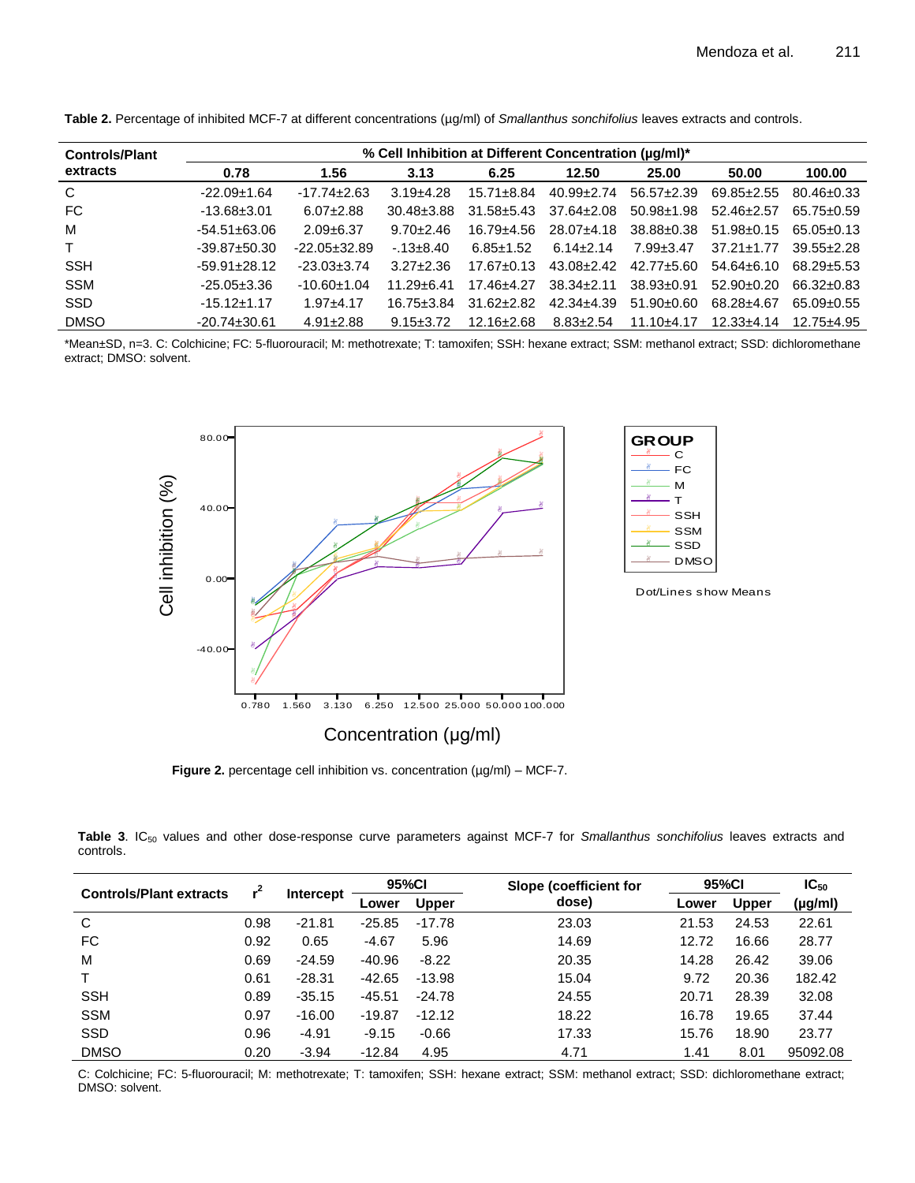**Table 2.** Percentage of inhibited MCF-7 at different concentrations (µg/ml) of *Smallanthus sonchifolius* leaves extracts and controls.

| Controls/Plant extracts | % Cell Inhibition at Different Concentration (µg/ml)* | | | | | | | |
|---|---|---|---|---|---|---|---|---|
| | 0.78 | 1.56 | 3.13 | 6.25 | 12.50 | 25.00 | 50.00 | 100.00 |
| C | -22.09±1.64 | -17.74±2.63 | 3.19±4.28 | 15.71±8.84 | 40.99±2.74 | 56.57±2.39 | 69.85±2.55 | 80.46±0.33 |
| FC | -13.68±3.01 | 6.07±2.88 | 30.48±3.88 | 31.58±5.43 | 37.64±2.08 | 50.98±1.98 | 52.46±2.57 | 65.75±0.59 |
| M | -54.51±63.06 | 2.09±6.37 | 9.70±2.46 | 16.79±4.56 | 28.07±4.18 | 38.88±0.38 | 51.98±0.15 | 65.05±0.13 |
| T | -39.87±50.30 | -22.05±32.89 | -.13±8.40 | 6.85±1.52 | 6.14±2.14 | 7.99±3.47 | 37.21±1.77 | 39.55±2.28 |
| SSH | -59.91±28.12 | -23.03±3.74 | 3.27±2.36 | 17.67±0.13 | 43.08±2.42 | 42.77±5.60 | 54.64±6.10 | 68.29±5.53 |
| SSM | -25.05±3.36 | -10.60±1.04 | 11.29±6.41 | 17.46±4.27 | 38.34±2.11 | 38.93±0.91 | 52.90±0.20 | 66.32±0.83 |
| SSD | -15.12±1.17 | 1.97±4.17 | 16.75±3.84 | 31.62±2.82 | 42.34±4.39 | 51.90±0.60 | 68.28±4.67 | 65.09±0.55 |
| DMSO | -20.74±30.61 | 4.91±2.88 | 9.15±3.72 | 12.16±2.68 | 8.83±2.54 | 11.10±4.17 | 12.33±4.14 | 12.75±4.95 |

*Mean±SD, n=3. C: Colchicine; FC: 5-fluorouracil; M: methotrexate; T: tamoxifen; SSH: hexane extract; SSM: methanol extract; SSD: dichloromethane extract; DMSO: solvent.

**Figure 2.** percentage cell inhibition vs. concentration (µg/ml) – MCF-7.

**Table 3**. $IC_{50}$ values and other dose-response curve parameters against MCF-7 for *Smallanthus sonchifolius* leaves extracts and controls.

| Controls/Plant extracts | $r^2$ | Intercept | 95%CI | | Slope (coefficient for dose) | 95%CI | | $IC_{50}$ (µg/ml) |
|---|---|---|---|---|---|---|---|---|
| | | | Lower | Upper | | Lower | Upper | |
| C | 0.98 | -21.81 | -25.85 | -17.78 | 23.03 | 21.53 | 24.53 | 22.61 |
| FC | 0.92 | 0.65 | -4.67 | 5.96 | 14.69 | 12.72 | 16.66 | 28.77 |
| M | 0.69 | -24.59 | -40.96 | -8.22 | 20.35 | 14.28 | 26.42 | 39.06 |
| T | 0.61 | -28.31 | -42.65 | -13.98 | 15.04 | 9.72 | 20.36 | 182.42 |
| SSH | 0.89 | -35.15 | -45.51 | -24.78 | 24.55 | 20.71 | 28.39 | 32.08 |
| SSM | 0.97 | -16.00 | -19.87 | -12.12 | 18.22 | 16.78 | 19.65 | 37.44 |
| SSD | 0.96 | -4.91 | -9.15 | -0.66 | 17.33 | 15.76 | 18.90 | 23.77 |
| DMSO | 0.20 | -3.94 | -12.84 | 4.95 | 4.71 | 1.41 | 8.01 | 95092.08 |

C: Colchicine; FC: 5-fluorouracil; M: methotrexate; T: tamoxifen; SSH: hexane extract; SSM: methanol extract; SSD: dichloromethane extract; DMSO: solvent.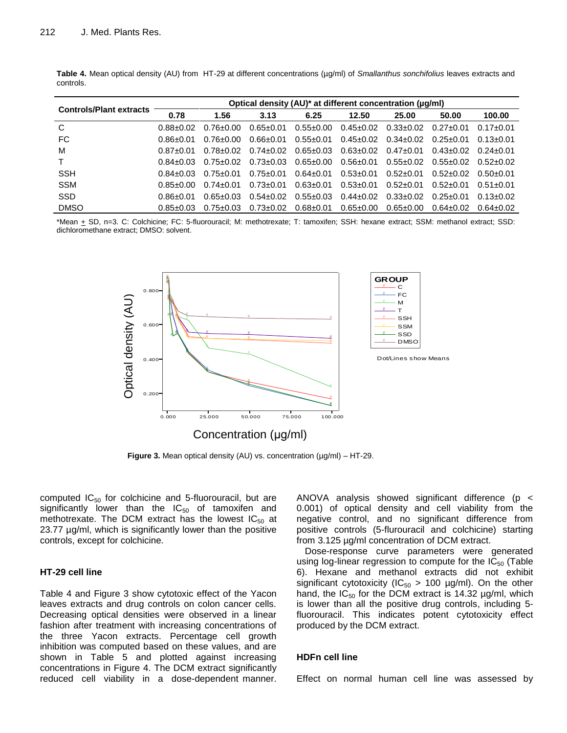**Table 4.** Mean optical density (AU) from HT-29 at different concentrations (µg/ml) of *Smallanthus sonchifolius* leaves extracts and controls.

| Controls/Plant extracts | Optical density (AU)* at different concentration (µg/ml) | | | | | | | |
|---|---|---|---|---|---|---|---|---|
| | 0.78 | 1.56 | 3.13 | 6.25 | 12.50 | 25.00 | 50.00 | 100.00 |
| C | 0.88±0.02 | 0.76±0.00 | 0.65±0.01 | 0.55±0.00 | 0.45±0.02 | 0.33±0.02 | 0.27±0.01 | 0.17±0.01 |
| FC | 0.86±0.01 | 0.76±0.00 | 0.66±0.01 | 0.55±0.01 | 0.45±0.02 | 0.34±0.02 | 0.25±0.01 | 0.13±0.01 |
| M | 0.87±0.01 | 0.78±0.02 | 0.74±0.02 | 0.65±0.03 | 0.63±0.02 | 0.47±0.01 | 0.43±0.02 | 0.24±0.01 |
| T | 0.84±0.03 | 0.75±0.02 | 0.73±0.03 | 0.65±0.00 | 0.56±0.01 | 0.55±0.02 | 0.55±0.02 | 0.52±0.02 |
| SSH | 0.84±0.03 | 0.75±0.01 | 0.75±0.01 | 0.64±0.01 | 0.53±0.01 | 0.52±0.01 | 0.52±0.01 | 0.50±0.01 |
| SSM | 0.85±0.00 | 0.74±0.01 | 0.73±0.01 | 0.63±0.01 | 0.53±0.01 | 0.52±0.01 | 0.52±0.01 | 0.51±0.01 |
| SSD | 0.86±0.01 | 0.65±0.03 | 0.54±0.02 | 0.55±0.03 | 0.44±0.02 | 0.33±0.02 | 0.25±0.01 | 0.13±0.02 |
| DMSO | 0.85±0.03 | 0.75±0.03 | 0.73±0.02 | 0.68±0.01 | 0.65±0.00 | 0.65±0.00 | 0.64±0.02 | 0.64±0.02 |

*Mean ± SD, n=3. C: Colchicine; FC: 5-fluorouracil; M: methotrexate; T: tamoxifen; SSH: hexane extract; SSM: methanol extract; SSD: dichloromethane extract; DMSO: solvent.

**Figure 3.** Mean optical density (AU) vs. concentration (µg/ml) – HT-29.

computed $IC_{50}$ for colchicine and 5-fluorouracil, but are significantly lower than the $IC_{50}$ of tamoxifen and methotrexate. The DCM extract has the lowest $IC_{50}$ at 23.77 µg/ml, which is significantly lower than the positive controls, except for colchicine.

### HT-29 cell line

Table 4 and Figure 3 show cytotoxic effect of the Yacon leaves extracts and drug controls on colon cancer cells. Decreasing optical densities were observed in a linear fashion after treatment with increasing concentrations of the three Yacon extracts. Percentage cell growth inhibition was computed based on these values, and are shown in Table 5 and plotted against increasing concentrations in Figure 4. The DCM extract significantly reduced cell viability in a dose-dependent manner. ANOVA analysis showed significant difference ($p < 0.001$) of optical density and cell viability from the negative control, and no significant difference from positive controls (5-flurouracil and colchicine) starting from 3.125 µg/ml concentration of DCM extract.

Dose-response curve parameters were generated using log-linear regression to compute for the $IC_{50}$ (Table 6). Hexane and methanol extracts did not exhibit significant cytotoxicity ($IC_{50}$ > 100 µg/ml). On the other hand, the $IC_{50}$ for the DCM extract is 14.32 µg/ml, which is lower than all the positive drug controls, including 5-fluorouracil. This indicates potent cytotoxicity effect produced by the DCM extract.

### HDFn cell line

Effect on normal human cell line was assessed by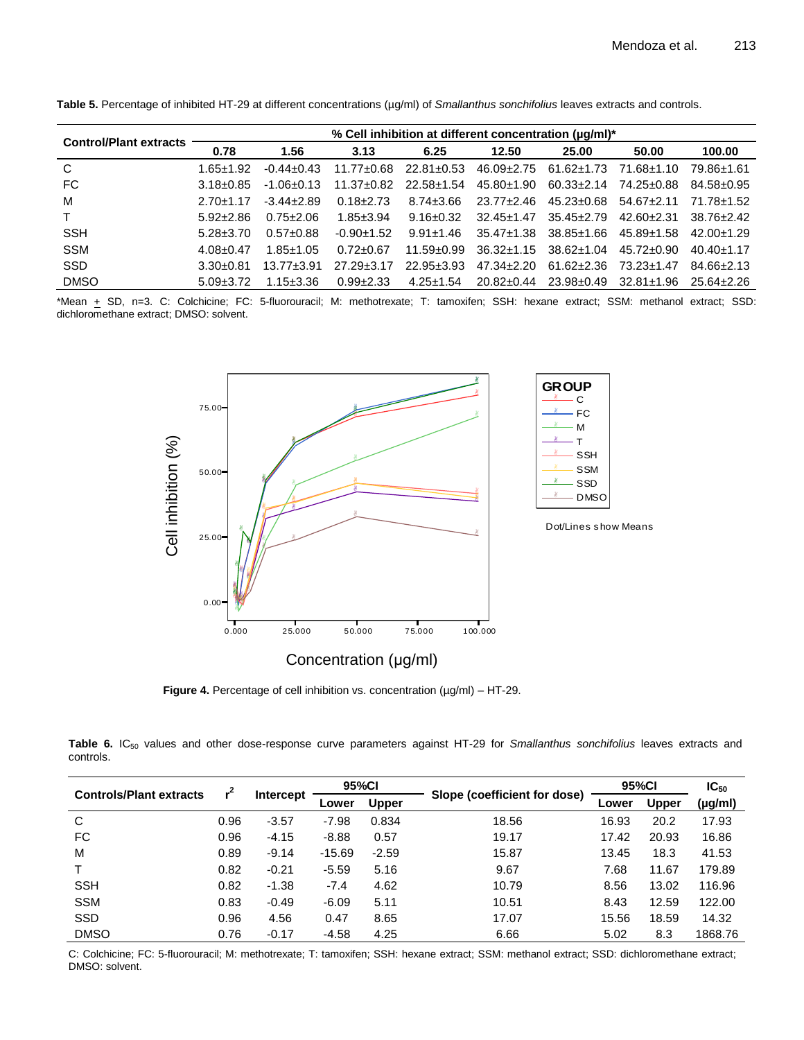**Table 5.** Percentage of inhibited HT-29 at different concentrations (µg/ml) of *Smallanthus sonchifolius* leaves extracts and controls.

| Control/Plant extracts | % Cell inhibition at different concentration (µg/ml)* | | | | | | | |
|---|---|---|---|---|---|---|---|---|
| | 0.78 | 1.56 | 3.13 | 6.25 | 12.50 | 25.00 | 50.00 | 100.00 |
| C | 1.65±1.92 | -0.44±0.43 | 11.77±0.68 | 22.81±0.53 | 46.09±2.75 | 61.62±1.73 | 71.68±1.10 | 79.86±1.61 |
| FC | 3.18±0.85 | -1.06±0.13 | 11.37±0.82 | 22.58±1.54 | 45.80±1.90 | 60.33±2.14 | 74.25±0.88 | 84.58±0.95 |
| M | 2.70±1.17 | -3.44±2.89 | 0.18±2.73 | 8.74±3.66 | 23.77±2.46 | 45.23±0.68 | 54.67±2.11 | 71.78±1.52 |
| T | 5.92±2.86 | 0.75±2.06 | 1.85±3.94 | 9.16±0.32 | 32.45±1.47 | 35.45±2.79 | 42.60±2.31 | 38.76±2.42 |
| SSH | 5.28±3.70 | 0.57±0.88 | -0.90±1.52 | 9.91±1.46 | 35.47±1.38 | 38.85±1.66 | 45.89±1.58 | 42.00±1.29 |
| SSM | 4.08±0.47 | 1.85±1.05 | 0.72±0.67 | 11.59±0.99 | 36.32±1.15 | 38.62±1.04 | 45.72±0.90 | 40.40±1.17 |
| SSD | 3.30±0.81 | 13.77±3.91 | 27.29±3.17 | 22.95±3.93 | 47.34±2.20 | 61.62±2.36 | 73.23±1.47 | 84.66±2.13 |
| DMSO | 5.09±3.72 | 1.15±3.36 | 0.99±2.33 | 4.25±1.54 | 20.82±0.44 | 23.98±0.49 | 32.81±1.96 | 25.64±2.26 |

*Mean ± SD, n=3. C: Colchicine; FC: 5-fluorouracil; M: methotrexate; T: tamoxifen; SSH: hexane extract; SSM: methanol extract; SSD: dichloromethane extract; DMSO: solvent.

**Figure 4.** Percentage of cell inhibition vs. concentration (µg/ml) – HT-29.

**Table 6.** $IC_{50}$ values and other dose-response curve parameters against HT-29 for *Smallanthus sonchifolius* leaves extracts and controls.

| Controls/Plant extracts | $r^2$ | Intercept | 95%CI | | Slope (coefficient for dose) | 95%CI | | $IC_{50}$ (µg/ml) |
|---|---|---|---|---|---|---|---|---|
| | | | Lower | Upper | | Lower | Upper | |
| C | 0.96 | -3.57 | -7.98 | 0.834 | 18.56 | 16.93 | 20.2 | 17.93 |
| FC | 0.96 | -4.15 | -8.88 | 0.57 | 19.17 | 17.42 | 20.93 | 16.86 |
| M | 0.89 | -9.14 | -15.69 | -2.59 | 15.87 | 13.45 | 18.3 | 41.53 |
| T | 0.82 | -0.21 | -5.59 | 5.16 | 9.67 | 7.68 | 11.67 | 179.89 |
| SSH | 0.82 | -1.38 | -7.4 | 4.62 | 10.79 | 8.56 | 13.02 | 116.96 |
| SSM | 0.83 | -0.49 | -6.09 | 5.11 | 10.51 | 8.43 | 12.59 | 122.00 |
| SSD | 0.96 | 4.56 | 0.47 | 8.65 | 17.07 | 15.56 | 18.59 | 14.32 |
| DMSO | 0.76 | -0.17 | -4.58 | 4.25 | 6.66 | 5.02 | 8.3 | 1868.76 |

C: Colchicine; FC: 5-fluorouracil; M: methotrexate; T: tamoxifen; SSH: hexane extract; SSM: methanol extract; SSD: dichloromethane extract; DMSO: solvent.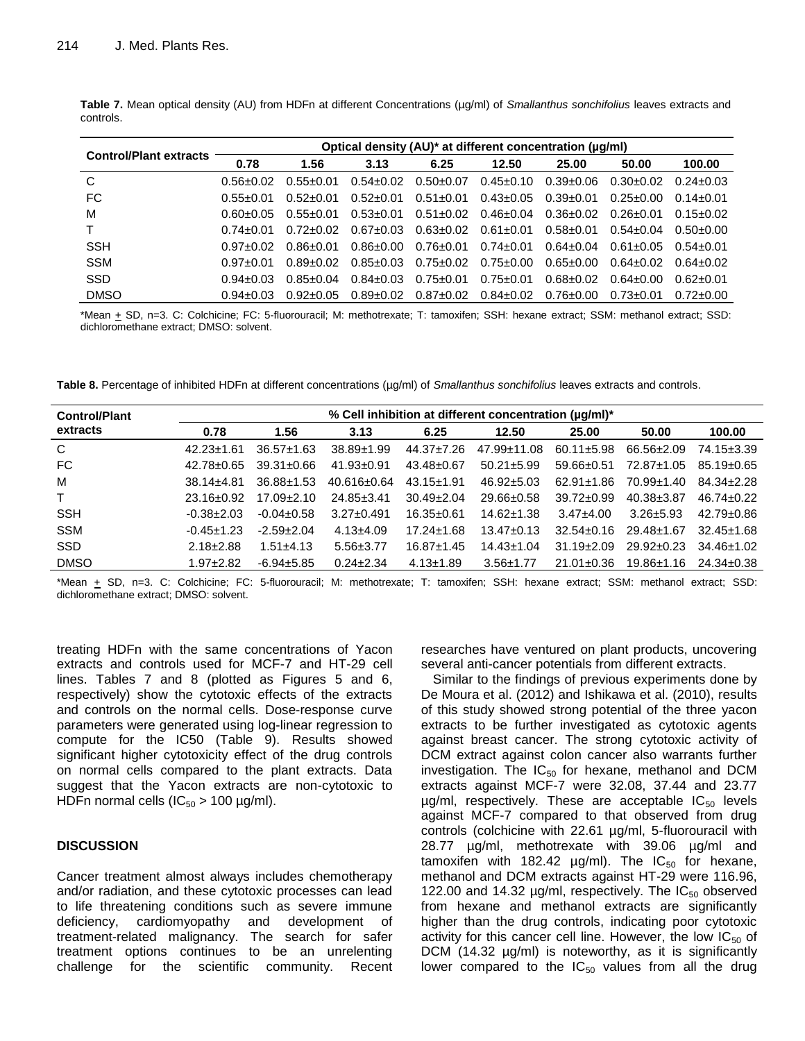**Table 7.** Mean optical density (AU) from HDFn at different Concentrations (µg/ml) of *Smallanthus sonchifolius* leaves extracts and controls.

| Control/Plant extracts | Optical density (AU)* at different concentration (µg/ml) | | | | | | | |
|---|---|---|---|---|---|---|---|---|
| | 0.78 | 1.56 | 3.13 | 6.25 | 12.50 | 25.00 | 50.00 | 100.00 |
| C | 0.56±0.02 | 0.55±0.01 | 0.54±0.02 | 0.50±0.07 | 0.45±0.10 | 0.39±0.06 | 0.30±0.02 | 0.24±0.03 |
| FC | 0.55±0.01 | 0.52±0.01 | 0.52±0.01 | 0.51±0.01 | 0.43±0.05 | 0.39±0.01 | 0.25±0.00 | 0.14±0.01 |
| M | 0.60±0.05 | 0.55±0.01 | 0.53±0.01 | 0.51±0.02 | 0.46±0.04 | 0.36±0.02 | 0.26±0.01 | 0.15±0.02 |
| T | 0.74±0.01 | 0.72±0.02 | 0.67±0.03 | 0.63±0.02 | 0.61±0.01 | 0.58±0.01 | 0.54±0.04 | 0.50±0.00 |
| SSH | 0.97±0.02 | 0.86±0.01 | 0.86±0.00 | 0.76±0.01 | 0.74±0.01 | 0.64±0.04 | 0.61±0.05 | 0.54±0.01 |
| SSM | 0.97±0.01 | 0.89±0.02 | 0.85±0.03 | 0.75±0.02 | 0.75±0.00 | 0.65±0.00 | 0.64±0.02 | 0.64±0.02 |
| SSD | 0.94±0.03 | 0.85±0.04 | 0.84±0.03 | 0.75±0.01 | 0.75±0.01 | 0.68±0.02 | 0.64±0.00 | 0.62±0.01 |
| DMSO | 0.94±0.03 | 0.92±0.05 | 0.89±0.02 | 0.87±0.02 | 0.84±0.02 | 0.76±0.00 | 0.73±0.01 | 0.72±0.00 |

*Mean ± SD, n=3. C: Colchicine; FC: 5-fluorouracil; M: methotrexate; T: tamoxifen; SSH: hexane extract; SSM: methanol extract; SSD: dichloromethane extract; DMSO: solvent.

**Table 8.** Percentage of inhibited HDFn at different concentrations (µg/ml) of *Smallanthus sonchifolius* leaves extracts and controls.

| Control/Plant extracts | % Cell inhibition at different concentration (µg/ml)* | | | | | | | |
|---|---|---|---|---|---|---|---|---|
| | 0.78 | 1.56 | 3.13 | 6.25 | 12.50 | 25.00 | 50.00 | 100.00 |
| C | 42.23±1.61 | 36.57±1.63 | 38.89±1.99 | 44.37±7.26 | 47.99±11.08 | 60.11±5.98 | 66.56±2.09 | 74.15±3.39 |
| FC | 42.78±0.65 | 39.31±0.66 | 41.93±0.91 | 43.48±0.67 | 50.21±5.99 | 59.66±0.51 | 72.87±1.05 | 85.19±0.65 |
| M | 38.14±4.81 | 36.88±1.53 | 40.616±0.64 | 43.15±1.91 | 46.92±5.03 | 62.91±1.86 | 70.99±1.40 | 84.34±2.28 |
| T | 23.16±0.92 | 17.09±2.10 | 24.85±3.41 | 30.49±2.04 | 29.66±0.58 | 39.72±0.99 | 40.38±3.87 | 46.74±0.22 |
| SSH | -0.38±2.03 | -0.04±0.58 | 3.27±0.491 | 16.35±0.61 | 14.62±1.38 | 3.47±4.00 | 3.26±5.93 | 42.79±0.86 |
| SSM | -0.45±1.23 | -2.59±2.04 | 4.13±4.09 | 17.24±1.68 | 13.47±0.13 | 32.54±0.16 | 29.48±1.67 | 32.45±1.68 |
| SSD | 2.18±2.88 | 1.51±4.13 | 5.56±3.77 | 16.87±1.45 | 14.43±1.04 | 31.19±2.09 | 29.92±0.23 | 34.46±1.02 |
| DMSO | 1.97±2.82 | -6.94±5.85 | 0.24±2.34 | 4.13±1.89 | 3.56±1.77 | 21.01±0.36 | 19.86±1.16 | 24.34±0.38 |

*Mean ± SD, n=3. C: Colchicine; FC: 5-fluorouracil; M: methotrexate; T: tamoxifen; SSH: hexane extract; SSM: methanol extract; SSD: dichloromethane extract; DMSO: solvent.

treating HDFn with the same concentrations of Yacon extracts and controls used for MCF-7 and HT-29 cell lines. Tables 7 and 8 (plotted as Figures 5 and 6, respectively) show the cytotoxic effects of the extracts and controls on the normal cells. Dose-response curve parameters were generated using log-linear regression to compute for the IC50 (Table 9). Results showed significant higher cytotoxicity effect of the drug controls on normal cells compared to the plant extracts. Data suggest that the Yacon extracts are non-cytotoxic to HDFn normal cells ($IC_{50}$ > 100 µg/ml).

## DISCUSSION

Cancer treatment almost always includes chemotherapy and/or radiation, and these cytotoxic processes can lead to life threatening conditions such as severe immune deficiency, cardiomyopathy and development of treatment-related malignancy. The search for safer treatment options continues to be an unrelenting challenge for the scientific community. Recent researches have ventured on plant products, uncovering several anti-cancer potentials from different extracts.

Similar to the findings of previous experiments done by De Moura et al. (2012) and Ishikawa et al. (2010), results of this study showed strong potential of the three yacon extracts to be further investigated as cytotoxic agents against breast cancer. The strong cytotoxic activity of DCM extract against colon cancer also warrants further investigation. The $IC_{50}$ for hexane, methanol and DCM extracts against MCF-7 were 32.08, 37.44 and 23.77 µg/ml, respectively. These are acceptable $IC_{50}$ levels against MCF-7 compared to that observed from drug controls (colchicine with 22.61 µg/ml, 5-fluorouracil with 28.77 µg/ml, methotrexate with 39.06 µg/ml and tamoxifen with 182.42 µg/ml). The $IC_{50}$ for hexane, methanol and DCM extracts against HT-29 were 116.96, 122.00 and 14.32 µg/ml, respectively. The $IC_{50}$ observed from hexane and methanol extracts are significantly higher than the drug controls, indicating poor cytotoxic activity for this cancer cell line. However, the low $IC_{50}$ of DCM (14.32 µg/ml) is noteworthy, as it is significantly lower compared to the $IC_{50}$ values from all the drug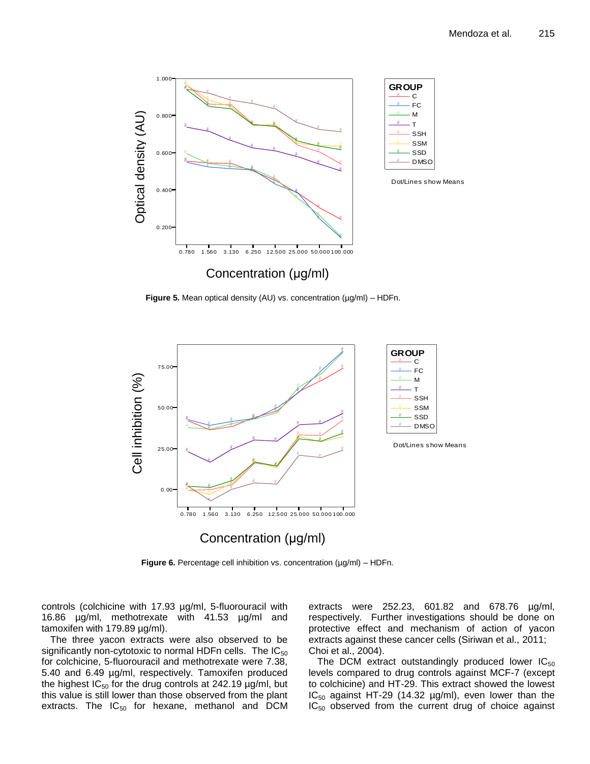**Figure 5.** Mean optical density (AU) vs. concentration (μg/ml) – HDFn.

**Figure 6.** Percentage cell inhibition vs. concentration (μg/ml) – HDFn.

controls (colchicine with 17.93 μg/ml, 5-fluorouracil with 16.86 μg/ml, methotrexate with 41.53 μg/ml and tamoxifen with 179.89 μg/ml).

The three yacon extracts were also observed to be significantly non-cytotoxic to normal HDFn cells. The $IC_{50}$ for colchicine, 5-fluorouracil and methotrexate were 7.38, 5.40 and 6.49 μg/ml, respectively. Tamoxifen produced the highest $IC_{50}$ for the drug controls at 242.19 μg/ml, but this value is still lower than those observed from the plant extracts. The $IC_{50}$ for hexane, methanol and DCM extracts were 252.23, 601.82 and 678.76 μg/ml, respectively. Further investigations should be done on protective effect and mechanism of action of yacon extracts against these cancer cells (Siriwan et al., 2011; Choi et al., 2004).

The DCM extract outstandingly produced lower $IC_{50}$ levels compared to drug controls against MCF-7 (except to colchicine) and HT-29. This extract showed the lowest $IC_{50}$ against HT-29 (14.32 μg/ml), even lower than the $IC_{50}$ observed from the current drug of choice against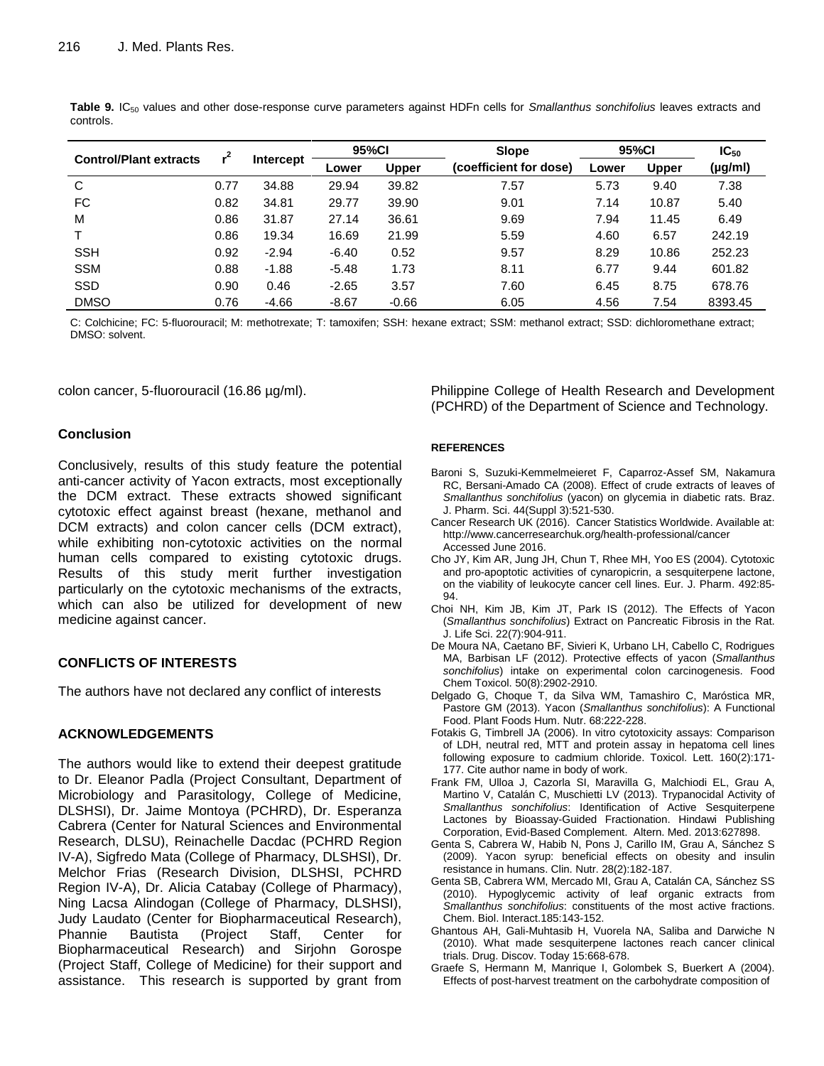**Table 9.** $IC_{50}$ values and other dose-response curve parameters against HDFn cells for *Smallanthus sonchifolius* leaves extracts and controls.

| Control/Plant extracts | $r^2$ | Intercept | 95%CI | | Slope | 95%CI | | $IC_{50}$ |
|---|---|---|---|---|---|---|---|---|
| | | | Lower | Upper | (coefficient for dose) | Lower | Upper | (µg/ml) |
| C | 0.77 | 34.88 | 29.94 | 39.82 | 7.57 | 5.73 | 9.40 | 7.38 |
| FC | 0.82 | 34.81 | 29.77 | 39.90 | 9.01 | 7.14 | 10.87 | 5.40 |
| M | 0.86 | 31.87 | 27.14 | 36.61 | 9.69 | 7.94 | 11.45 | 6.49 |
| T | 0.86 | 19.34 | 16.69 | 21.99 | 5.59 | 4.60 | 6.57 | 242.19 |
| SSH | 0.92 | -2.94 | -6.40 | 0.52 | 9.57 | 8.29 | 10.86 | 252.23 |
| SSM | 0.88 | -1.88 | -5.48 | 1.73 | 8.11 | 6.77 | 9.44 | 601.82 |
| SSD | 0.90 | 0.46 | -2.65 | 3.57 | 7.60 | 6.45 | 8.75 | 678.76 |
| DMSO | 0.76 | -4.66 | -8.67 | -0.66 | 6.05 | 4.56 | 7.54 | 8393.45 |

C: Colchicine; FC: 5-fluorouracil; M: methotrexate; T: tamoxifen; SSH: hexane extract; SSM: methanol extract; SSD: dichloromethane extract; DMSO: solvent.

colon cancer, 5-fluorouracil (16.86 µg/ml).

## Conclusion

Conclusively, results of this study feature the potential anti-cancer activity of Yacon extracts, most exceptionally the DCM extract. These extracts showed significant cytotoxic effect against breast (hexane, methanol and DCM extracts) and colon cancer cells (DCM extract), while exhibiting non-cytotoxic activities on the normal human cells compared to existing cytotoxic drugs. Results of this study merit further investigation particularly on the cytotoxic mechanisms of the extracts, which can also be utilized for development of new medicine against cancer.

## CONFLICTS OF INTERESTS

The authors have not declared any conflict of interests

## ACKNOWLEDGEMENTS

The authors would like to extend their deepest gratitude to Dr. Eleanor Padla (Project Consultant, Department of Microbiology and Parasitology, College of Medicine, DLSHSI), Dr. Jaime Montoya (PCHRD), Dr. Esperanza Cabrera (Center for Natural Sciences and Environmental Research, DLSU), Reinachelle Dacdac (PCHRD Region IV-A), Sigfredo Mata (College of Pharmacy, DLSHSI), Dr. Melchor Frias (Research Division, DLSHSI, PCHRD Region IV-A), Dr. Alicia Catabay (College of Pharmacy), Ning Lacsa Alindogan (College of Pharmacy, DLSHSI), Judy Laudato (Center for Biopharmaceutical Research), Phannie Bautista (Project Staff, Center for Biopharmaceutical Research) and Sirjohn Gorospe (Project Staff, College of Medicine) for their support and assistance. This research is supported by grant from Philippine College of Health Research and Development (PCHRD) of the Department of Science and Technology.

## REFERENCES

Baroni S, Suzuki-Kemmelmeieret F, Caparroz-Assef SM, Nakamura RC, Bersani-Amado CA (2008). Effect of crude extracts of leaves of *Smallanthus sonchifolius* (yacon) on glycemia in diabetic rats. Braz. J. Pharm. Sci. 44(Suppl 3):521-530.

Cancer Research UK (2016). Cancer Statistics Worldwide. Available at: http://www.cancerresearchuk.org/health-professional/cancer Accessed June 2016.

Cho JY, Kim AR, Jung JH, Chun T, Rhee MH, Yoo ES (2004). Cytotoxic and pro-apoptotic activities of cynaropicrin, a sesquiterpene lactone, on the viability of leukocyte cancer cell lines. Eur. J. Pharm. 492:85-94.

Choi NH, Kim JB, Kim JT, Park IS (2012). The Effects of Yacon (*Smallanthus sonchifolius*) Extract on Pancreatic Fibrosis in the Rat. J. Life Sci. 22(7):904-911.

De Moura NA, Caetano BF, Sivieri K, Urbano LH, Cabello C, Rodrigues MA, Barbisan LF (2012). Protective effects of yacon (*Smallanthus sonchifolius*) intake on experimental colon carcinogenesis. Food Chem Toxicol. 50(8):2902-2910.

Delgado G, Choque T, da Silva WM, Tamashiro C, Maróstica MR, Pastore GM (2013). Yacon (*Smallanthus sonchifolius*): A Functional Food. Plant Foods Hum. Nutr. 68:222-228.

Fotakis G, Timbrell JA (2006). In vitro cytotoxicity assays: Comparison of LDH, neutral red, MTT and protein assay in hepatoma cell lines following exposure to cadmium chloride. Toxicol. Lett. 160(2):171-177. Cite author name in body of work.

Frank FM, Ulloa J, Cazorla SI, Maravilla G, Malchiodi EL, Grau A, Martino V, Catalán C, Muschietti LV (2013). Trypanocidal Activity of *Smallanthus sonchifolius*: Identification of Active Sesquiterpene Lactones by Bioassay-Guided Fractionation. Hindawi Publishing Corporation, Evid-Based Complement. Altern. Med. 2013:627898.

Genta S, Cabrera W, Habib N, Pons J, Carillo IM, Grau A, Sánchez S (2009). Yacon syrup: beneficial effects on obesity and insulin resistance in humans. Clin. Nutr. 28(2):182-187.

Genta SB, Cabrera WM, Mercado MI, Grau A, Catalán CA, Sánchez SS (2010). Hypoglycemic activity of leaf organic extracts from *Smallanthus sonchifolius*: constituents of the most active fractions. Chem. Biol. Interact.185:143-152.

Ghantous AH, Gali-Muhtasib H, Vuorela NA, Saliba and Darwiche N (2010). What made sesquiterpene lactones reach cancer clinical trials. Drug. Discov. Today 15:668-678.

Graefe S, Hermann M, Manrique I, Golombek S, Buerkert A (2004). Effects of post-harvest treatment on the carbohydrate composition of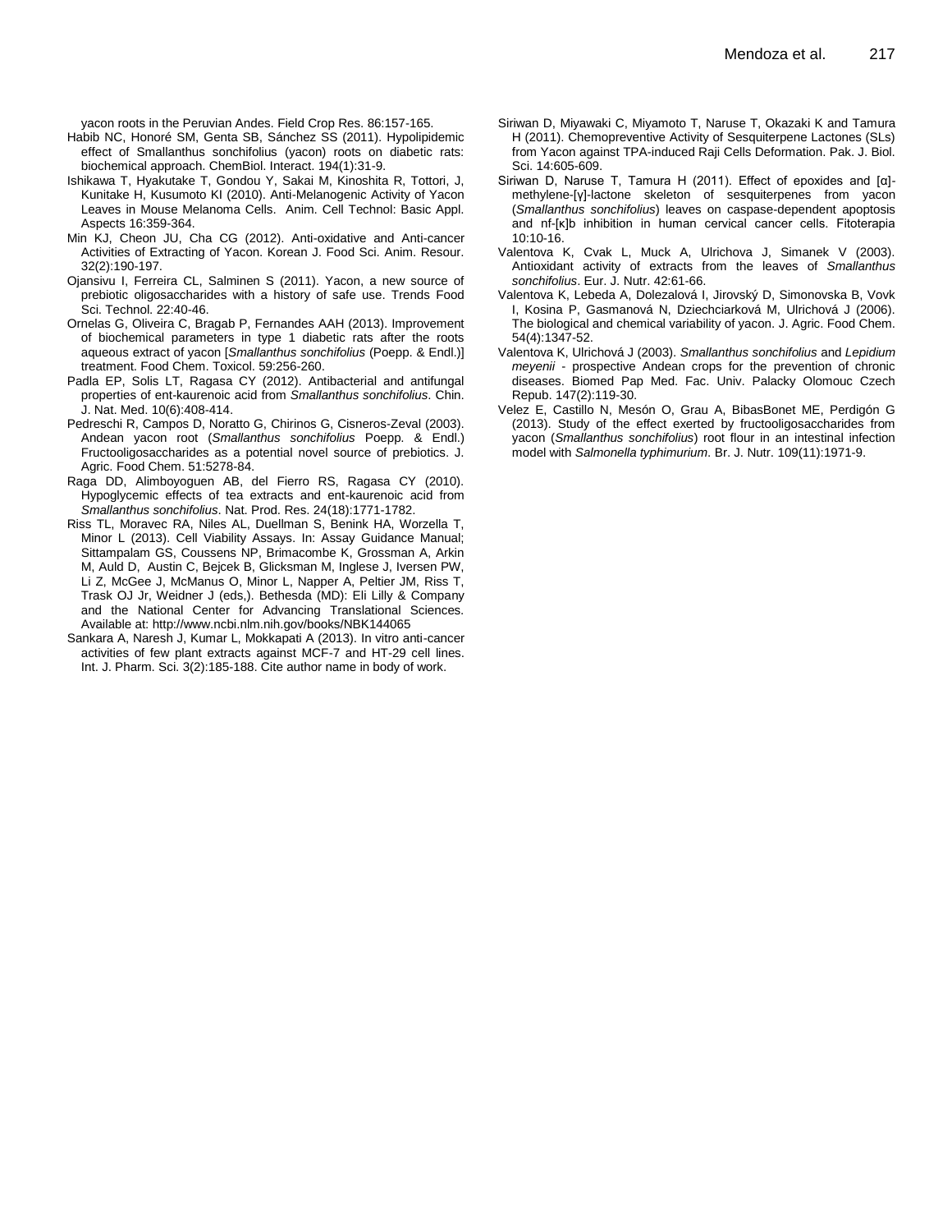yacon roots in the Peruvian Andes. Field Crop Res. 86:157-165.

Habib NC, Honoré SM, Genta SB, Sánchez SS (2011). Hypolipidemic effect of Smallanthus sonchifolius (yacon) roots on diabetic rats: biochemical approach. ChemBiol. Interact. 194(1):31-9.

Ishikawa T, Hyakutake T, Gondou Y, Sakai M, Kinoshita R, Tottori, J, Kunitake H, Kusumoto KI (2010). Anti-Melanogenic Activity of Yacon Leaves in Mouse Melanoma Cells. Anim. Cell Technol: Basic Appl. Aspects 16:359-364.

Min KJ, Cheon JU, Cha CG (2012). Anti-oxidative and Anti-cancer Activities of Extracting of Yacon. Korean J. Food Sci. Anim. Resour. 32(2):190-197.

Ojansivu I, Ferreira CL, Salminen S (2011). Yacon, a new source of prebiotic oligosaccharides with a history of safe use. Trends Food Sci. Technol. 22:40-46.

Ornelas G, Oliveira C, Bragab P, Fernandes AAH (2013). Improvement of biochemical parameters in type 1 diabetic rats after the roots aqueous extract of yacon [*Smallanthus sonchifolius* (Poepp. & Endl.)] treatment. Food Chem. Toxicol. 59:256-260.

Padla EP, Solis LT, Ragasa CY (2012). Antibacterial and antifungal properties of ent-kaurenoic acid from *Smallanthus sonchifolius*. Chin. J. Nat. Med. 10(6):408-414.

Pedreschi R, Campos D, Noratto G, Chirinos G, Cisneros-Zeval (2003). Andean yacon root (*Smallanthus sonchifolius* Poepp. & Endl.) Fructooligosaccharides as a potential novel source of prebiotics. J. Agric. Food Chem. 51:5278-84.

Raga DD, Alimboyoguen AB, del Fierro RS, Ragasa CY (2010). Hypoglycemic effects of tea extracts and ent-kaurenoic acid from *Smallanthus sonchifolius*. Nat. Prod. Res. 24(18):1771-1782.

Riss TL, Moravec RA, Niles AL, Duellman S, Benink HA, Worzella T, Minor L (2013). Cell Viability Assays. In: Assay Guidance Manual; Sittampalam GS, Coussens NP, Brimacombe K, Grossman A, Arkin M, Auld D, Austin C, Bejcek B, Glicksman M, Inglese J, Iversen PW, Li Z, McGee J, McManus O, Minor L, Napper A, Peltier JM, Riss T, Trask OJ Jr, Weidner J (eds,). Bethesda (MD): Eli Lilly & Company and the National Center for Advancing Translational Sciences. Available at: http://www.ncbi.nlm.nih.gov/books/NBK144065

Sankara A, Naresh J, Kumar L, Mokkapati A (2013). In vitro anti-cancer activities of few plant extracts against MCF-7 and HT-29 cell lines. Int. J. Pharm. Sci. 3(2):185-188. Cite author name in body of work.

Siriwan D, Miyawaki C, Miyamoto T, Naruse T, Okazaki K and Tamura H (2011). Chemopreventive Activity of Sesquiterpene Lactones (SLs) from Yacon against TPA-induced Raji Cells Deformation. Pak. J. Biol. Sci. 14:605-609.

Siriwan D, Naruse T, Tamura H (2011). Effect of epoxides and [α]-methylene-[γ]-lactone skeleton of sesquiterpenes from yacon (*Smallanthus sonchifolius*) leaves on caspase-dependent apoptosis and nf-[κ]b inhibition in human cervical cancer cells. Fitoterapia 10:10-16.

Valentova K, Cvak L, Muck A, Ulrichova J, Simanek V (2003). Antioxidant activity of extracts from the leaves of *Smallanthus sonchifolius*. Eur. J. Nutr. 42:61-66.

Valentova K, Lebeda A, Dolezalová I, Jirovský D, Simonovska B, Vovk I, Kosina P, Gasmanová N, Dziechciarková M, Ulrichová J (2006). The biological and chemical variability of yacon. J. Agric. Food Chem. 54(4):1347-52.

Valentova K, Ulrichová J (2003). *Smallanthus sonchifolius* and *Lepidium meyenii* - prospective Andean crops for the prevention of chronic diseases. Biomed Pap Med. Fac. Univ. Palacky Olomouc Czech Repub. 147(2):119-30.

Velez E, Castillo N, Mesón O, Grau A, BibasBonet ME, Perdigón G (2013). Study of the effect exerted by fructooligosaccharides from yacon (*Smallanthus sonchifolius*) root flour in an intestinal infection model with *Salmonella typhimurium*. Br. J. Nutr. 109(11):1971-9.